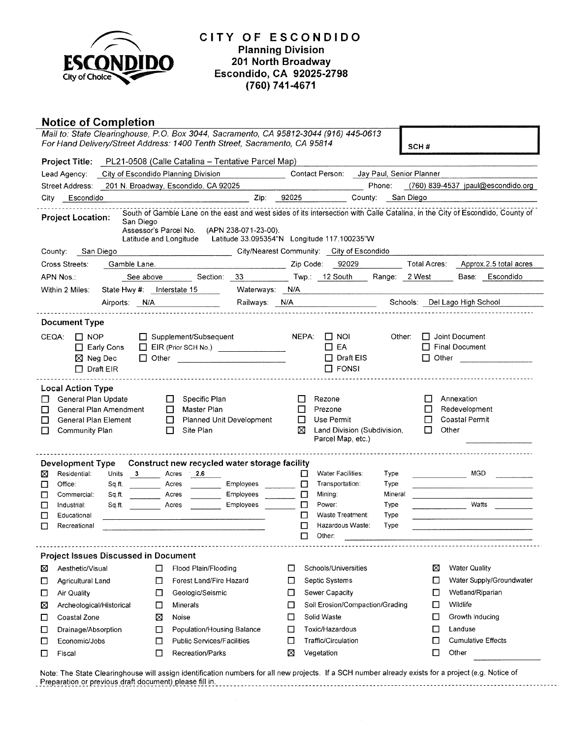# CITY OF ESCONDIDO

**Planning Division**
**201 North Broadway**
**Escondido, CA 92025-2798**
**(760) 741-4671**

## Notice of Completion

*Mail to: State Clearinghouse, P.O. Box 3044, Sacramento, CA 95812-3044 (916) 445-0613*
*For Hand Delivery/Street Address: 1400 Tenth Street, Sacramento, CA 95814*

SCH #

**Project Title:** PL21-0508 (Calle Catalina – Tentative Parcel Map)

Lead Agency: City of Escondido Planning Division — Contact Person: Jay Paul, Senior Planner

Street Address: 201 N. Broadway, Escondido, CA 92025 — Phone: (760) 839-4537 jpaul@escondido.org

City: Escondido — Zip: 92025 — County: San Diego

**Project Location:** South of Gamble Lane on the east and west sides of its intersection with Calle Catalina, in the City of Escondido, County of San Diego
Assessor's Parcel No. (APN 238-071-23-00).
Latitude and Longitude: Latitude 33.095354"N Longitude 117.100235"W

County: San Diego — City/Nearest Community: City of Escondido

Cross Streets: Gamble Lane. — Zip Code: 92029 — Total Acres: Approx.2.5 total acres

APN Nos.: See above — Section: 33 — Twp.: 12 South — Range: 2 West — Base: Escondido

Within 2 Miles: State Hwy #: Interstate 15 — Waterways: N/A

Airports: N/A — Railways: N/A — Schools: Del Lago High School

### Document Type

CEQA: ☐ NOP ☐ Early Cons ☒ Neg Dec ☐ Draft EIR ☐ Supplement/Subsequent ☐ EIR (Prior SCH No.) ☐ Other

NEPA: ☐ NOI ☐ EA ☐ Draft EIS ☐ FONSI

Other: ☐ Joint Document ☐ Final Document ☐ Other

### Local Action Type

- ☐ General Plan Update
- ☐ General Plan Amendment
- ☐ General Plan Element
- ☐ Community Plan
- ☐ Specific Plan
- ☐ Master Plan
- ☐ Planned Unit Development
- ☐ Site Plan
- ☐ Rezone
- ☐ Prezone
- ☐ Use Permit
- ☒ Land Division (Subdivision, Parcel Map, etc.)
- ☐ Annexation
- ☐ Redevelopment
- ☐ Coastal Permit
- ☐ Other

### Development Type

Construct new recycled water storage facility

- ☒ Residential: Units 3 Acres 2.6
- ☐ Office: Sq.ft. Acres Employees
- ☐ Commercial: Sq.ft. Acres Employees
- ☐ Industrial: Sq.ft. Acres Employees
- ☐ Educational
- ☐ Recreational
- ☐ Water Facilities: Type MGD
- ☐ Transportation: Type
- ☐ Mining: Mineral
- ☐ Power: Type Watts
- ☐ Waste Treatment: Type
- ☐ Hazardous Waste: Type
- ☐ Other:

### Project Issues Discussed in Document

- ☒ Aesthetic/Visual
- ☐ Agricultural Land
- ☐ Air Quality
- ☒ Archeological/Historical
- ☐ Coastal Zone
- ☐ Drainage/Absorption
- ☐ Economic/Jobs
- ☐ Fiscal
- ☐ Flood Plain/Flooding
- ☐ Forest Land/Fire Hazard
- ☐ Geologic/Seismic
- ☐ Minerals
- ☒ Noise
- ☐ Population/Housing Balance
- ☐ Public Services/Facilities
- ☐ Recreation/Parks
- ☐ Schools/Universities
- ☐ Septic Systems
- ☐ Sewer Capacity
- ☐ Soil Erosion/Compaction/Grading
- ☐ Solid Waste
- ☐ Toxic/Hazardous
- ☐ Traffic/Circulation
- ☒ Vegetation
- ☒ Water Quality
- ☐ Water Supply/Groundwater
- ☐ Wetland/Riparian
- ☐ Wildlife
- ☐ Growth Inducing
- ☐ Landuse
- ☐ Cumulative Effects
- ☐ Other

Note: The State Clearinghouse will assign identification numbers for all new projects. If a SCH number already exists for a project (e.g. Notice of Preparation or previous draft document) please fill in.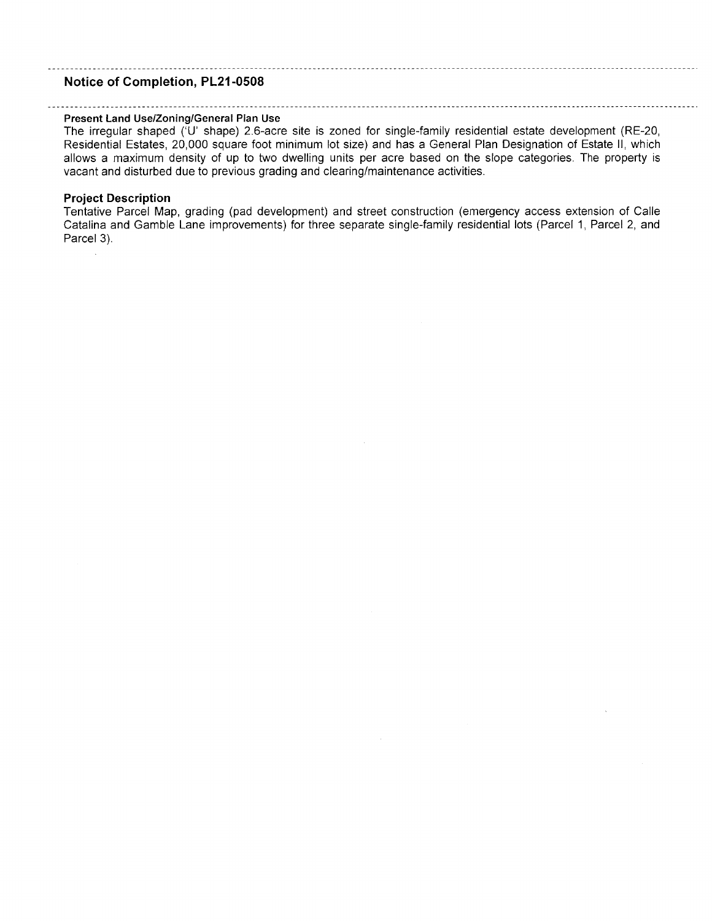## Notice of Completion, PL21-0508

### Present Land Use/Zoning/General Plan Use

The irregular shaped ('U' shape) 2.6-acre site is zoned for single-family residential estate development (RE-20, Residential Estates, 20,000 square foot minimum lot size) and has a General Plan Designation of Estate II, which allows a maximum density of up to two dwelling units per acre based on the slope categories. The property is vacant and disturbed due to previous grading and clearing/maintenance activities.

### Project Description

Tentative Parcel Map, grading (pad development) and street construction (emergency access extension of Calle Catalina and Gamble Lane improvements) for three separate single-family residential lots (Parcel 1, Parcel 2, and Parcel 3).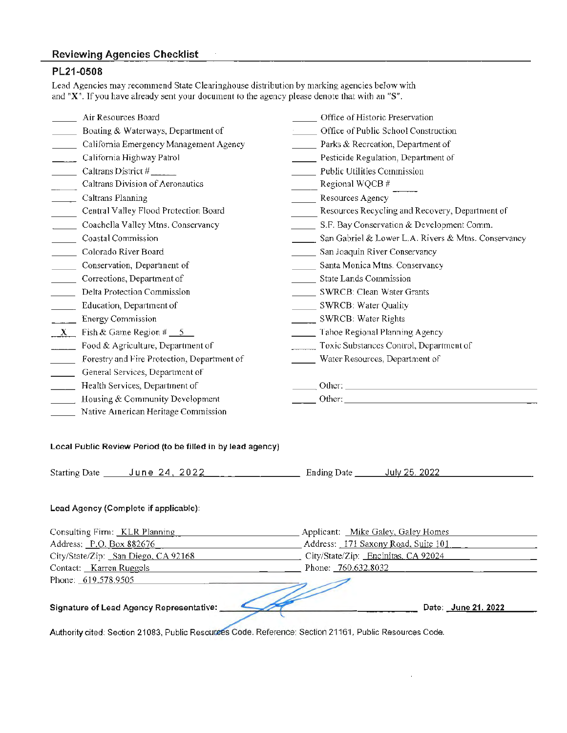## Reviewing Agencies Checklist

**PL21-0508**

Lead Agencies may recommend State Clearinghouse distribution by marking agencies below with and "X". If you have already sent your document to the agency please denote that with an "S".

- _____ Air Resources Board
- _____ Boating & Waterways, Department of
- _____ California Emergency Management Agency
- _____ California Highway Patrol
- _____ Caltrans District # _____
- _____ Caltrans Division of Aeronautics
- _____ Caltrans Planning
- _____ Central Valley Flood Protection Board
- _____ Coachella Valley Mtns. Conservancy
- _____ Coastal Commission
- _____ Colorado River Board
- _____ Conservation, Department of
- _____ Corrections, Department of
- _____ Delta Protection Commission
- _____ Education, Department of
- _____ Energy Commission
- __X__ Fish & Game Region # __5__
- _____ Food & Agriculture, Department of
- _____ Forestry and Fire Protection, Department of
- _____ General Services, Department of
- _____ Health Services, Department of
- _____ Housing & Community Development
- _____ Native American Heritage Commission
- _____ Office of Historic Preservation
- _____ Office of Public School Construction
- _____ Parks & Recreation, Department of
- _____ Pesticide Regulation, Department of
- _____ Public Utilities Commission
- _____ Regional WQCB # _____
- _____ Resources Agency
- _____ Resources Recycling and Recovery, Department of
- _____ S.F. Bay Conservation & Development Comm.
- _____ San Gabriel & Lower L.A. Rivers & Mtns. Conservancy
- _____ San Joaquin River Conservancy
- _____ Santa Monica Mtns. Conservancy
- _____ State Lands Commission
- _____ SWRCB: Clean Water Grants
- _____ SWRCB: Water Quality
- _____ SWRCB: Water Rights
- _____ Tahoe Regional Planning Agency
- _____ Toxic Substances Control, Department of
- _____ Water Resources, Department of
- _____ Other: _______________
- _____ Other: _______________

**Local Public Review Period (to be filled in by lead agency)**

Starting Date: June 24, 2022 Ending Date: July 25, 2022

**Lead Agency (Complete if applicable):**

Consulting Firm: KLR Planning
Address: P.O. Box 882676
City/State/Zip: San Diego, CA 92168
Contact: Karren Ruggels
Phone: 619.578.9505

Applicant: Mike Galey, Galey Homes
Address: 171 Saxony Road, Suite 101
City/State/Zip: Encinitas, CA 92024
Phone: 760.632.8032

**Signature of Lead Agency Representative:** _______________ **Date: June 21, 2022**

Authority cited: Section 21083, Public Resources Code. Reference: Section 21161, Public Resources Code.